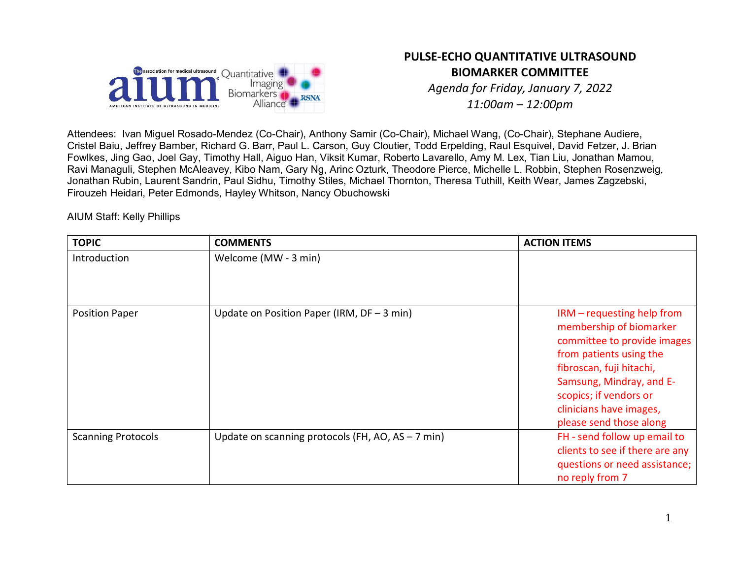# PULSE-ECHO QUANTITATIVE ULTRASOUND BIOMARKER COMMITTEE

*Agenda for Friday, January 7, 2022*

*11:00am – 12:00pm*

Attendees: Ivan Miguel Rosado-Mendez (Co-Chair), Anthony Samir (Co-Chair), Michael Wang, (Co-Chair), Stephane Audiere, Cristel Baiu, Jeffrey Bamber, Richard G. Barr, Paul L. Carson, Guy Cloutier, Todd Erpelding, Raul Esquivel, David Fetzer, J. Brian Fowlkes, Jing Gao, Joel Gay, Timothy Hall, Aiguo Han, Viksit Kumar, Roberto Lavarello, Amy M. Lex, Tian Liu, Jonathan Mamou, Ravi Managuli, Stephen McAleavey, Kibo Nam, Gary Ng, Arinc Ozturk, Theodore Pierce, Michelle L. Robbin, Stephen Rosenzweig, Jonathan Rubin, Laurent Sandrin, Paul Sidhu, Timothy Stiles, Michael Thornton, Theresa Tuthill, Keith Wear, James Zagzebski, Firouzeh Heidari, Peter Edmonds, Hayley Whitson, Nancy Obuchowski

AIUM Staff: Kelly Phillips

| TOPIC | COMMENTS | ACTION ITEMS |
|---|---|---|
| Introduction | Welcome (MW - 3 min) | |
| Position Paper | Update on Position Paper (IRM, DF – 3 min) | IRM – requesting help from membership of biomarker committee to provide images from patients using the fibroscan, fuji hitachi, Samsung, Mindray, and E-scopics; if vendors or clinicians have images, please send those along |
| Scanning Protocols | Update on scanning protocols (FH, AO, AS – 7 min) | FH - send follow up email to clients to see if there are any questions or need assistance; no reply from 7 |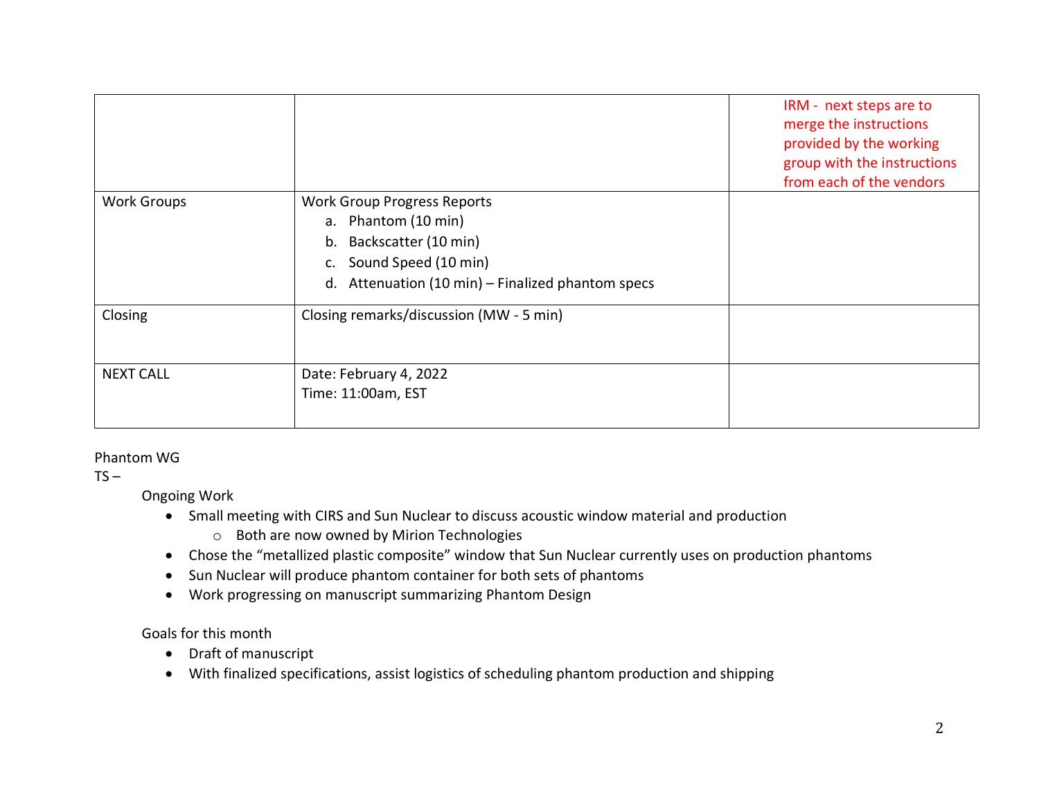| | | |
|---|---|---|
| | | IRM - next steps are to merge the instructions provided by the working group with the instructions from each of the vendors |
| Work Groups | Work Group Progress Reports<br>a. Phantom (10 min)<br>b. Backscatter (10 min)<br>c. Sound Speed (10 min)<br>d. Attenuation (10 min) – Finalized phantom specs | |
| Closing | Closing remarks/discussion (MW - 5 min) | |
| NEXT CALL | Date: February 4, 2022<br>Time: 11:00am, EST | |

Phantom WG

TS –

Ongoing Work

- Small meeting with CIRS and Sun Nuclear to discuss acoustic window material and production
  - Both are now owned by Mirion Technologies
- Chose the “metallized plastic composite” window that Sun Nuclear currently uses on production phantoms
- Sun Nuclear will produce phantom container for both sets of phantoms
- Work progressing on manuscript summarizing Phantom Design

Goals for this month

- Draft of manuscript
- With finalized specifications, assist logistics of scheduling phantom production and shipping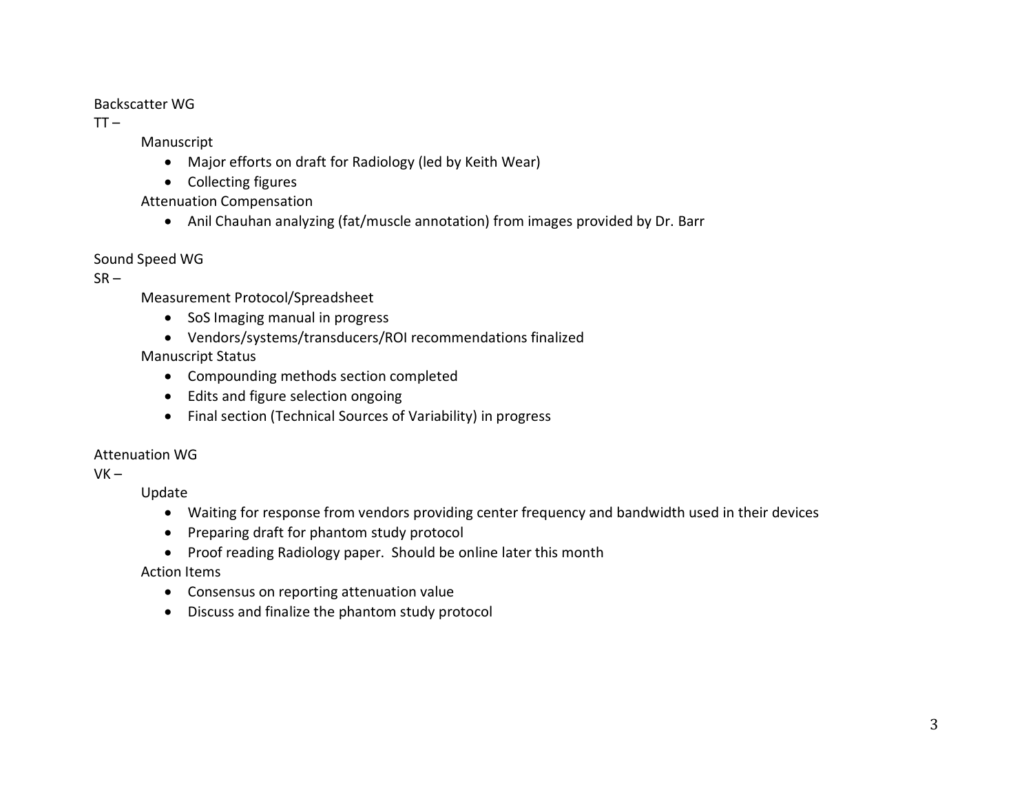Backscatter WG

TT –

Manuscript

- Major efforts on draft for Radiology (led by Keith Wear)
- Collecting figures

Attenuation Compensation

- Anil Chauhan analyzing (fat/muscle annotation) from images provided by Dr. Barr

Sound Speed WG

SR –

Measurement Protocol/Spreadsheet

- SoS Imaging manual in progress
- Vendors/systems/transducers/ROI recommendations finalized

Manuscript Status

- Compounding methods section completed
- Edits and figure selection ongoing
- Final section (Technical Sources of Variability) in progress

Attenuation WG

VK –

Update

- Waiting for response from vendors providing center frequency and bandwidth used in their devices
- Preparing draft for phantom study protocol
- Proof reading Radiology paper. Should be online later this month

Action Items

- Consensus on reporting attenuation value
- Discuss and finalize the phantom study protocol